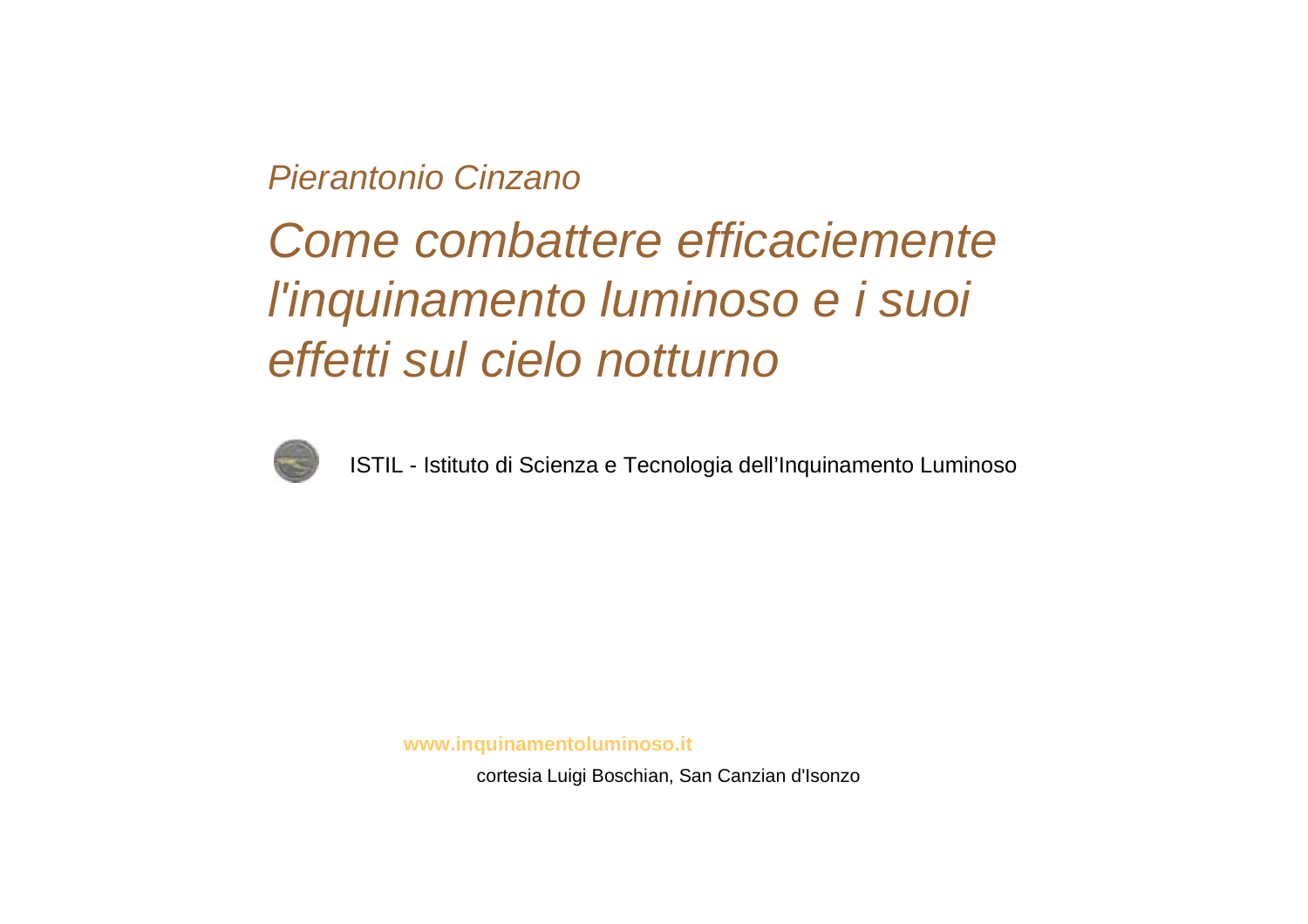*Pierantonio Cinzano*

# *Come combattere efficaciemente l'inquinamento luminoso e i suoi effetti sul cielo notturno*

ISTIL - Istituto di Scienza e Tecnologia dell'Inquinamento Luminoso

**www.inquinamentoluminoso.it**

cortesia Luigi Boschian, San Canzian d'Isonzo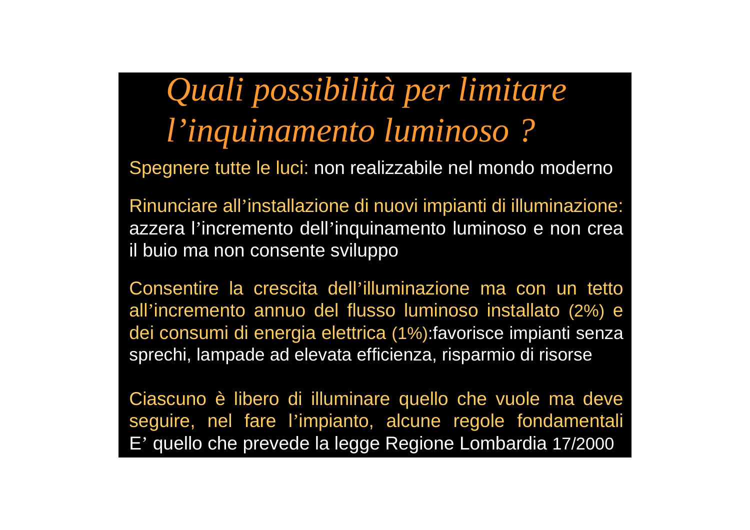# *Quali possibilità per limitare l'inquinamento luminoso ?*

Spegnere tutte le luci: non realizzabile nel mondo moderno

Rinunciare all'installazione di nuovi impianti di illuminazione: azzera l'incremento dell'inquinamento luminoso e non crea il buio ma non consente sviluppo

Consentire la crescita dell'illuminazione ma con un tetto all'incremento annuo del flusso luminoso installato (2%) e dei consumi di energia elettrica (1%):favorisce impianti senza sprechi, lampade ad elevata efficienza, risparmio di risorse

Ciascuno è libero di illuminare quello che vuole ma deve seguire, nel fare l'impianto, alcune regole fondamentali E' quello che prevede la legge Regione Lombardia 17/2000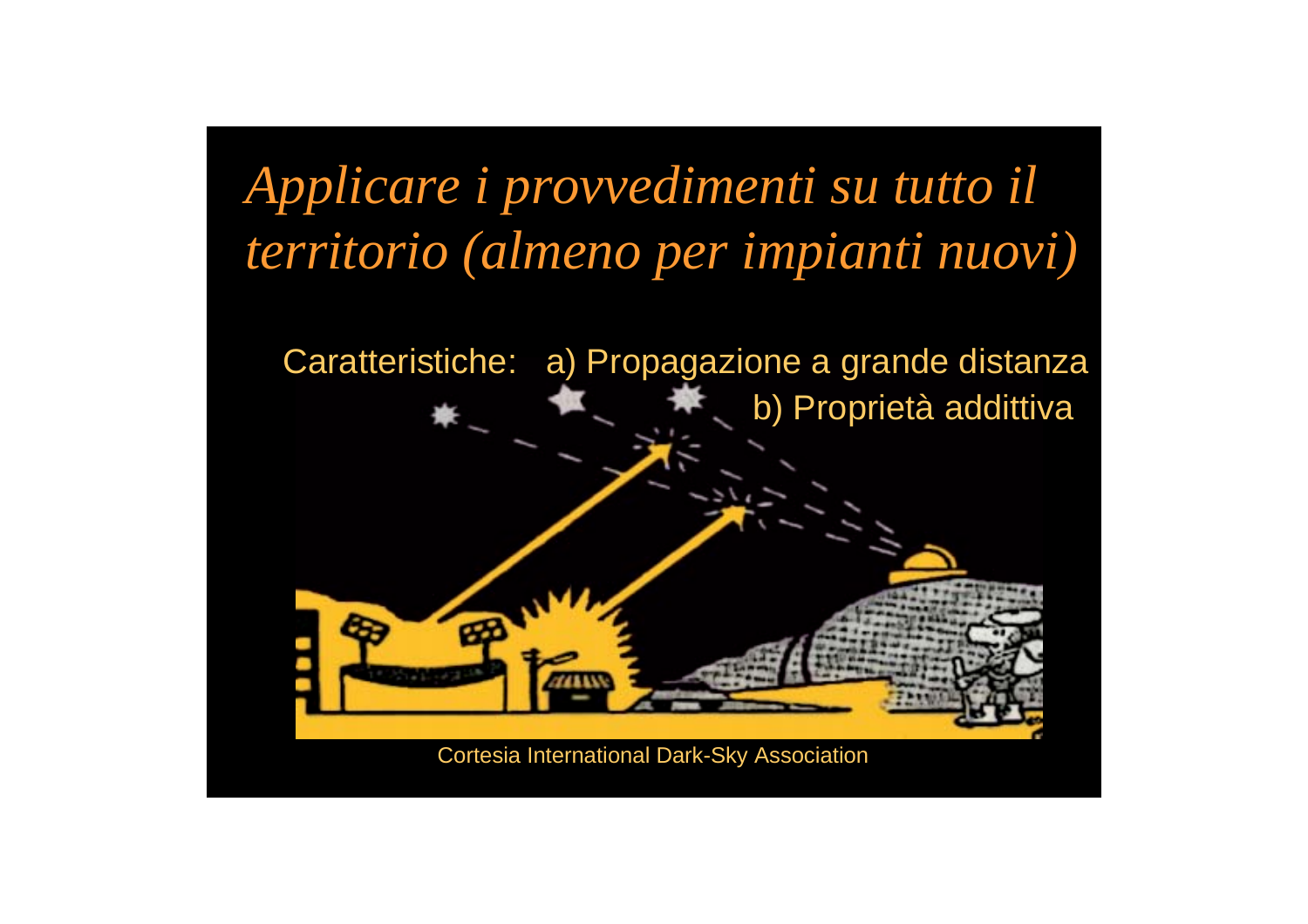*Applicare i provvedimenti su tutto il territorio (almeno per impianti nuovi)*

Caratteristiche: a) Propagazione a grande distanza

b) Proprietà addittiva

Cortesia International Dark-Sky Association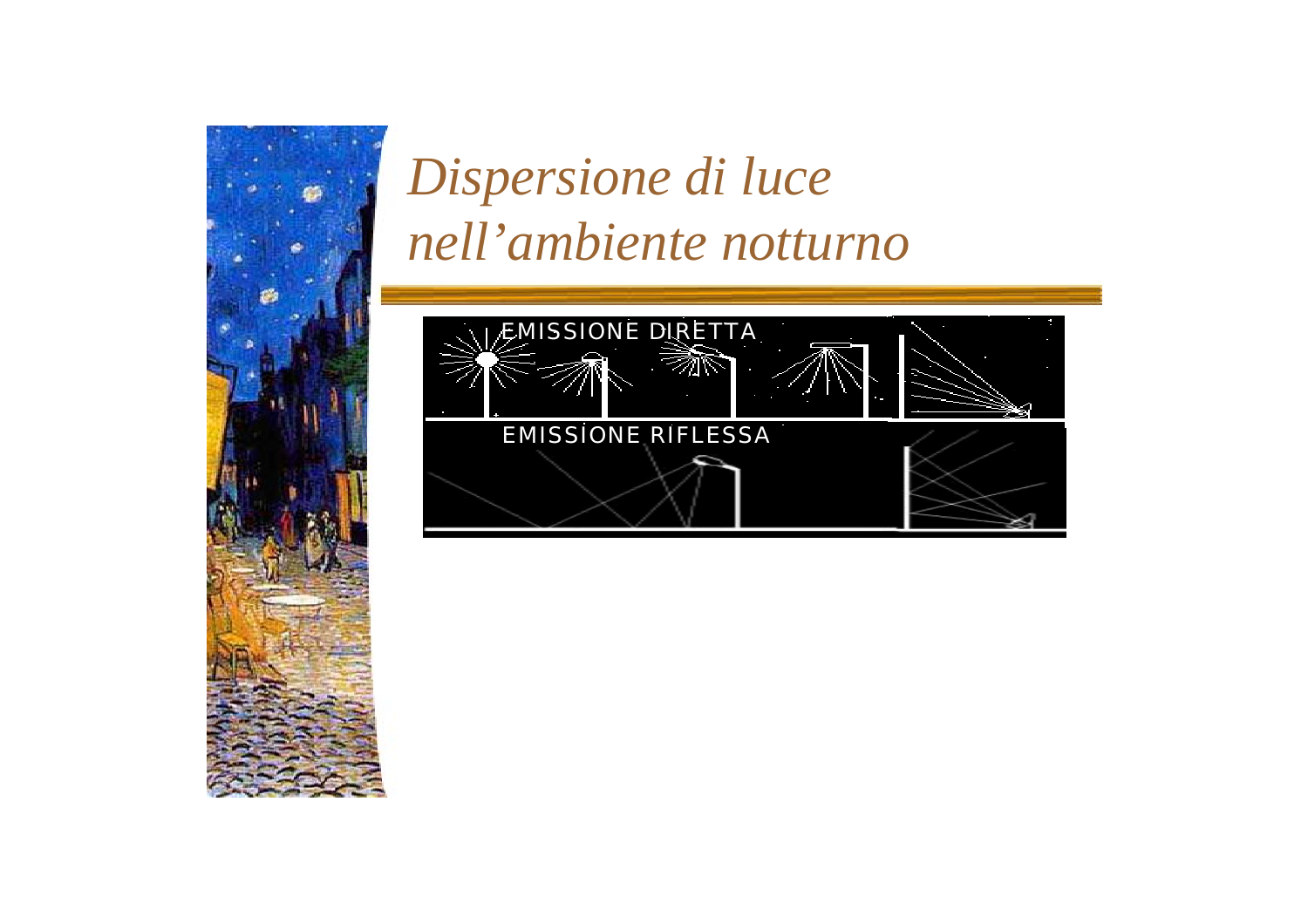# *Dispersione di luce nell'ambiente notturno*

EMISSIONE DIRETTA

EMISSIONE RIFLESSA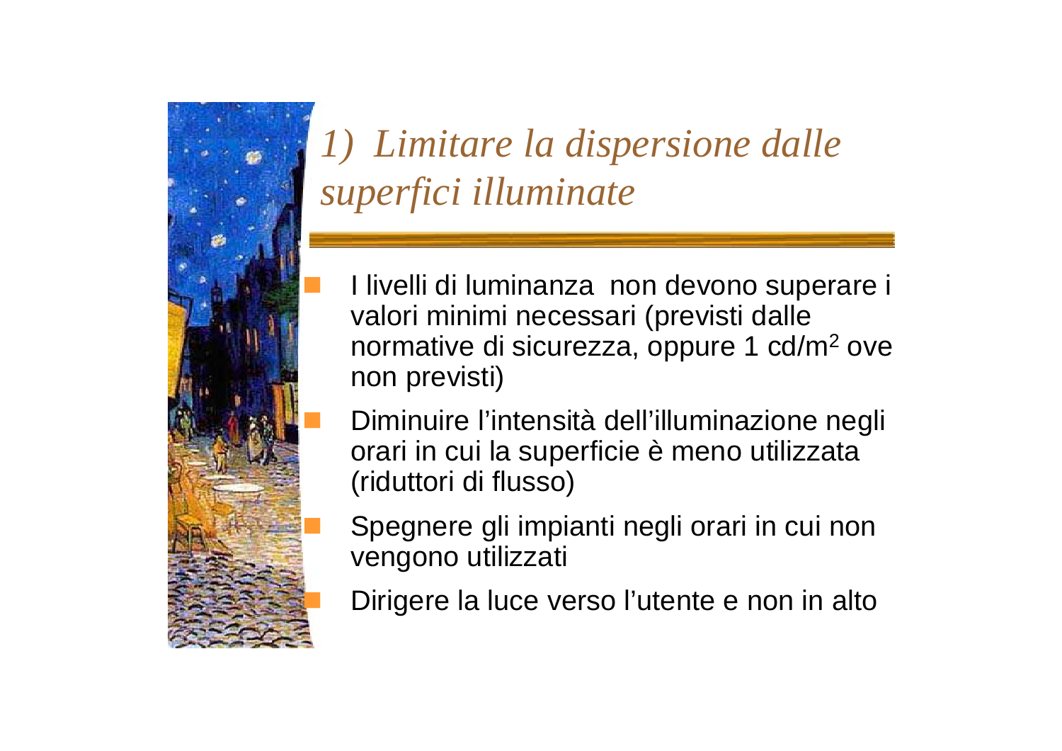# *1) Limitare la dispersione dalle superfici illuminate*

- I livelli di luminanza non devono superare i valori minimi necessari (previsti dalle normative di sicurezza, oppure 1 cd/m$^2$ ove non previsti)
- Diminuire l'intensità dell'illuminazione negli orari in cui la superficie è meno utilizzata (riduttori di flusso)
- Spegnere gli impianti negli orari in cui non vengono utilizzati
- Dirigere la luce verso l'utente e non in alto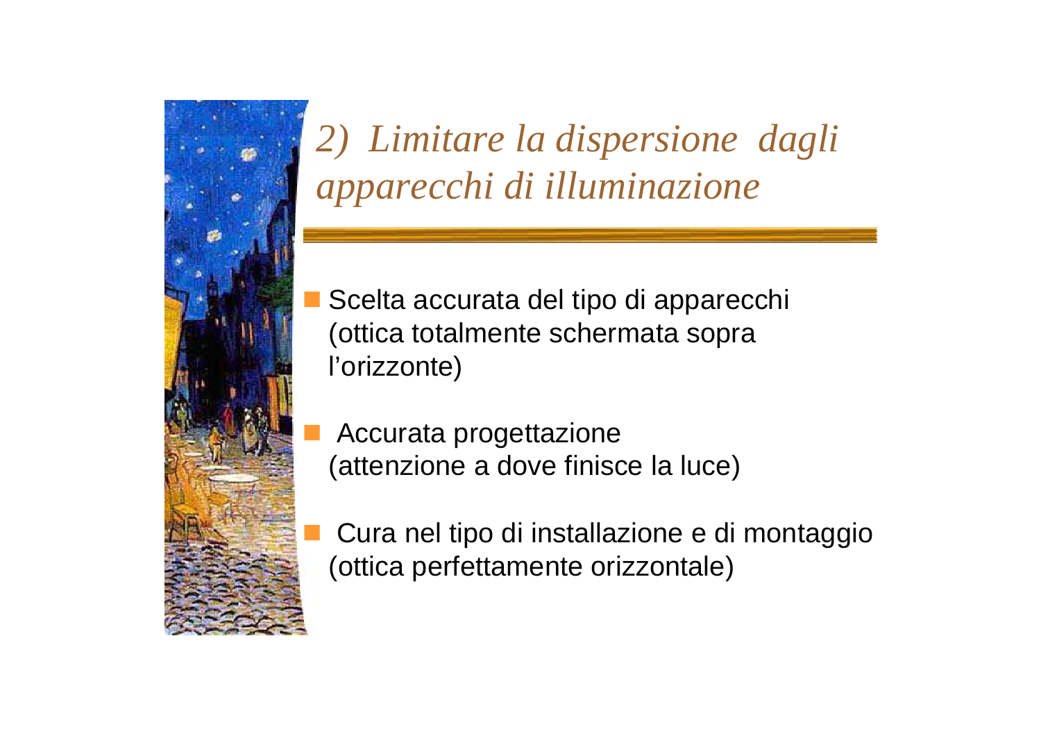## *2) Limitare la dispersione dagli apparecchi di illuminazione*

- Scelta accurata del tipo di apparecchi (ottica totalmente schermata sopra l'orizzonte)
- Accurata progettazione (attenzione a dove finisce la luce)
- Cura nel tipo di installazione e di montaggio (ottica perfettamente orizzontale)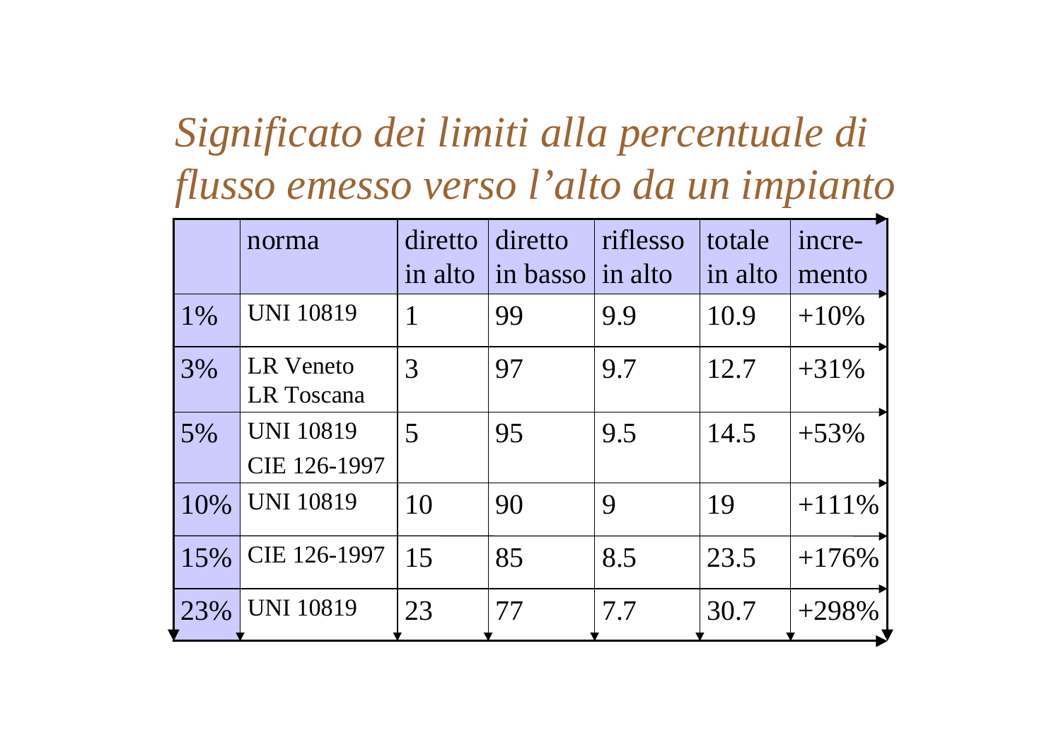# *Significato dei limiti alla percentuale di flusso emesso verso l'alto da un impianto*

| | norma | diretto in alto | diretto in basso | riflesso in alto | totale in alto | incre-mento |
|---|---|---|---|---|---|---|
| 1% | UNI 10819 | 1 | 99 | 9.9 | 10.9 | +10% |
| 3% | LR Veneto LR Toscana | 3 | 97 | 9.7 | 12.7 | +31% |
| 5% | UNI 10819 CIE 126-1997 | 5 | 95 | 9.5 | 14.5 | +53% |
| 10% | UNI 10819 | 10 | 90 | 9 | 19 | +111% |
| 15% | CIE 126-1997 | 15 | 85 | 8.5 | 23.5 | +176% |
| 23% | UNI 10819 | 23 | 77 | 7.7 | 30.7 | +298% |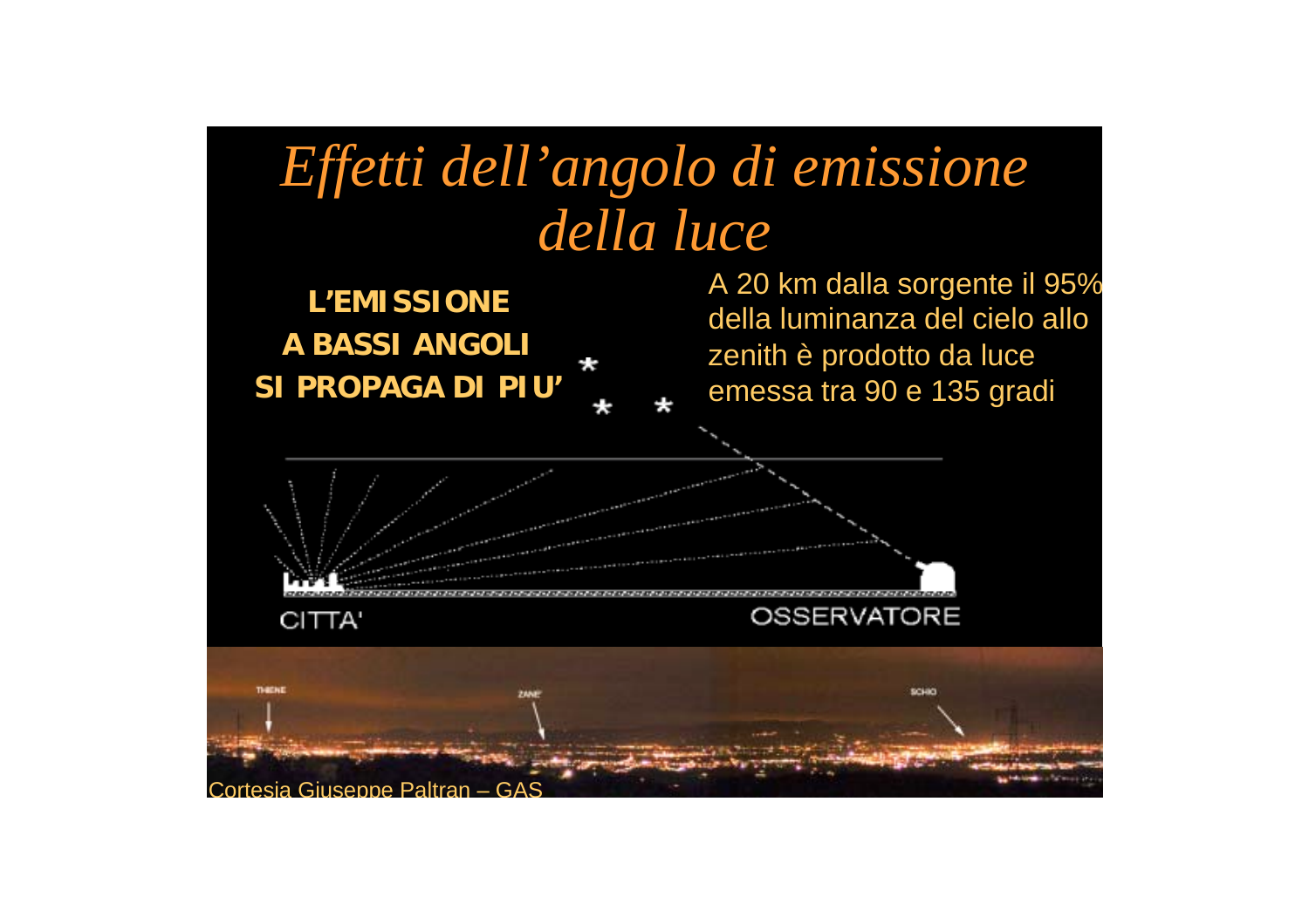# *Effetti dell'angolo di emissione della luce*

**L'EMISSIONE A BASSI ANGOLI SI PROPAGA DI PIU'**

A 20 km dalla sorgente il 95% della luminanza del cielo allo zenith è prodotto da luce emessa tra 90 e 135 gradi

CITTA'

OSSERVATORE

THIENE

ZANE'

SCHIO

Cortesia Giuseppe Paltran – GAS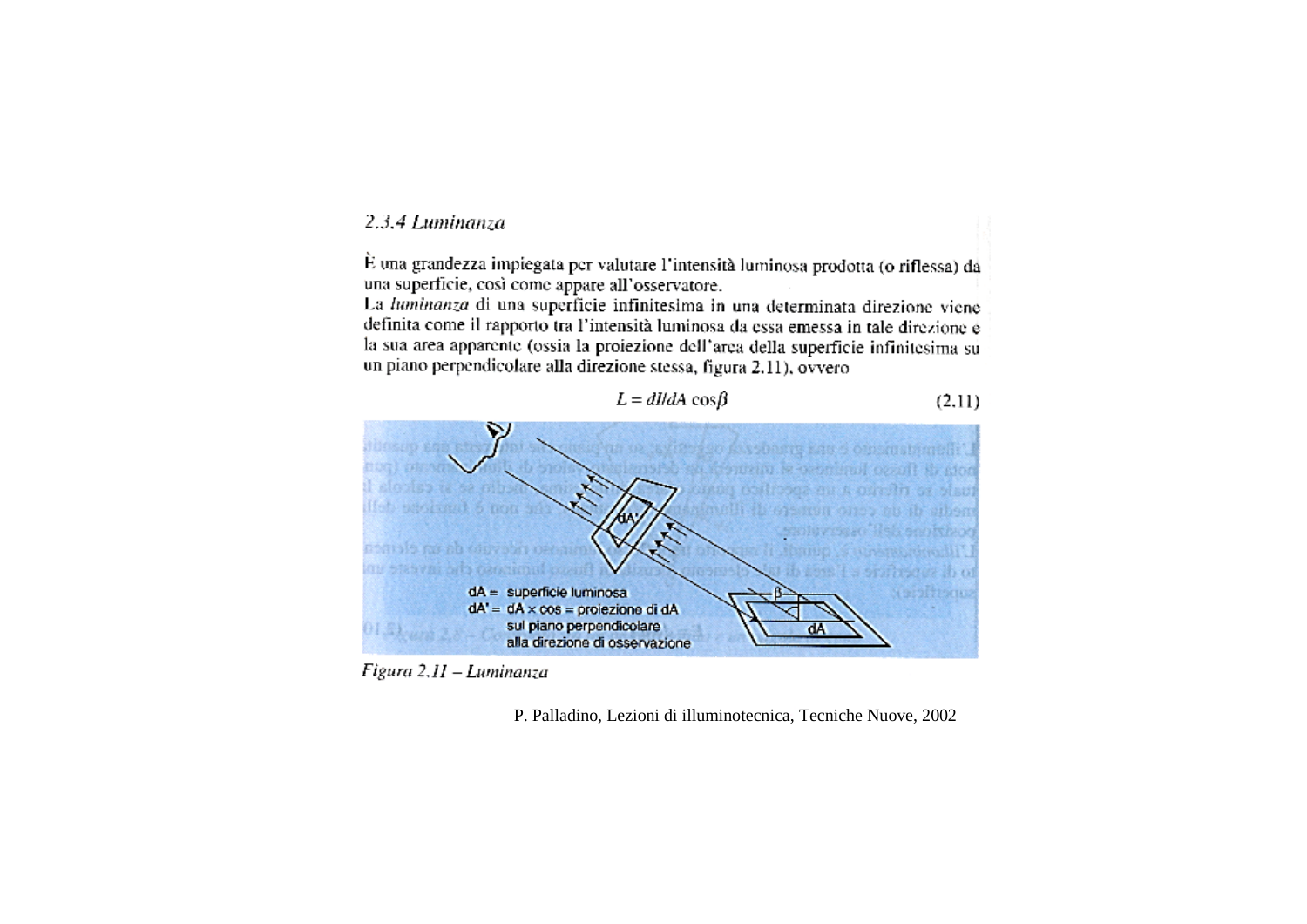### *2.3.4 Luminanza*

È una grandezza impiegata per valutare l'intensità luminosa prodotta (o riflessa) da una superficie, così come appare all'osservatore.

La *luminanza* di una superficie infinitesima in una determinata direzione viene definita come il rapporto tra l'intensità luminosa da essa emessa in tale direzione e la sua area apparente (ossia la proiezione dell'area della superficie infinitesima su un piano perpendicolare alla direzione stessa, figura 2.11), ovvero

$$L = dI/dA \cos\beta \tag{2.11}$$

dA = superficie luminosa

dA' = dA × cos = proiezione di dA sul piano perpendicolare alla direzione di osservazione

dA'

β

dA

*Figura 2.11 – Luminanza*

P. Palladino, Lezioni di illuminotecnica, Tecniche Nuove, 2002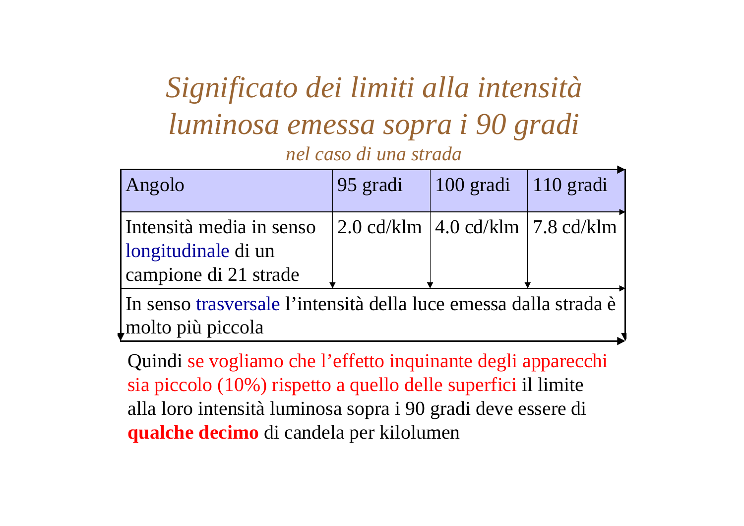# *Significato dei limiti alla intensità luminosa emessa sopra i 90 gradi*

*nel caso di una strada*

| Angolo | 95 gradi | 100 gradi | 110 gradi |
|---|---|---|---|
| Intensità media in senso longitudinale di un campione di 21 strade | 2.0 cd/klm | 4.0 cd/klm | 7.8 cd/klm |
| In senso trasversale l'intensità della luce emessa dalla strada è molto più piccola | | | |

Quindi se vogliamo che l'effetto inquinante degli apparecchi sia piccolo (10%) rispetto a quello delle superfici il limite alla loro intensità luminosa sopra i 90 gradi deve essere di **qualche decimo** di candela per kilolumen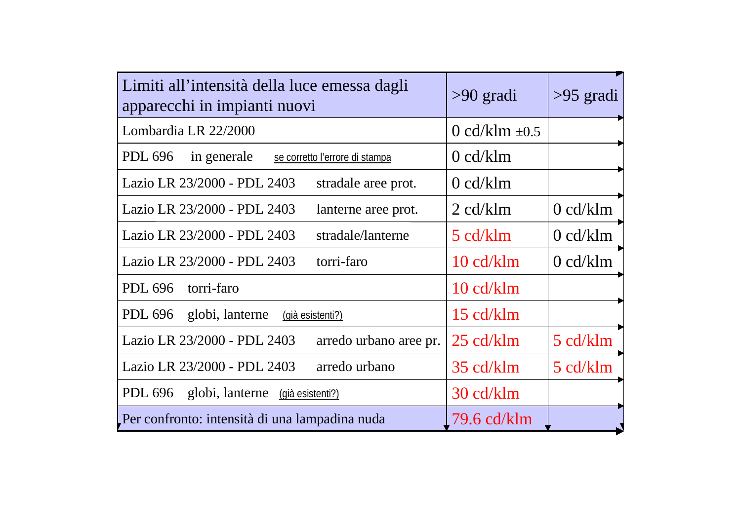| Limiti all'intensità della luce emessa dagli apparecchi in impianti nuovi | >90 gradi | >95 gradi |
|---|---|---|
| Lombardia LR 22/2000 | 0 cd/klm ±0.5 | |
| PDL 696 in generale se corretto l'errore di stampa | 0 cd/klm | |
| Lazio LR 23/2000 - PDL 2403 stradale aree prot. | 0 cd/klm | |
| Lazio LR 23/2000 - PDL 2403 lanterne aree prot. | 2 cd/klm | 0 cd/klm |
| Lazio LR 23/2000 - PDL 2403 stradale/lanterne | 5 cd/klm | 0 cd/klm |
| Lazio LR 23/2000 - PDL 2403 torri-faro | 10 cd/klm | 0 cd/klm |
| PDL 696 torri-faro | 10 cd/klm | |
| PDL 696 globi, lanterne (già esistenti?) | 15 cd/klm | |
| Lazio LR 23/2000 - PDL 2403 arredo urbano aree pr. | 25 cd/klm | 5 cd/klm |
| Lazio LR 23/2000 - PDL 2403 arredo urbano | 35 cd/klm | 5 cd/klm |
| PDL 696 globi, lanterne (già esistenti?) | 30 cd/klm | |
| Per confronto: intensità di una lampadina nuda | 79.6 cd/klm | |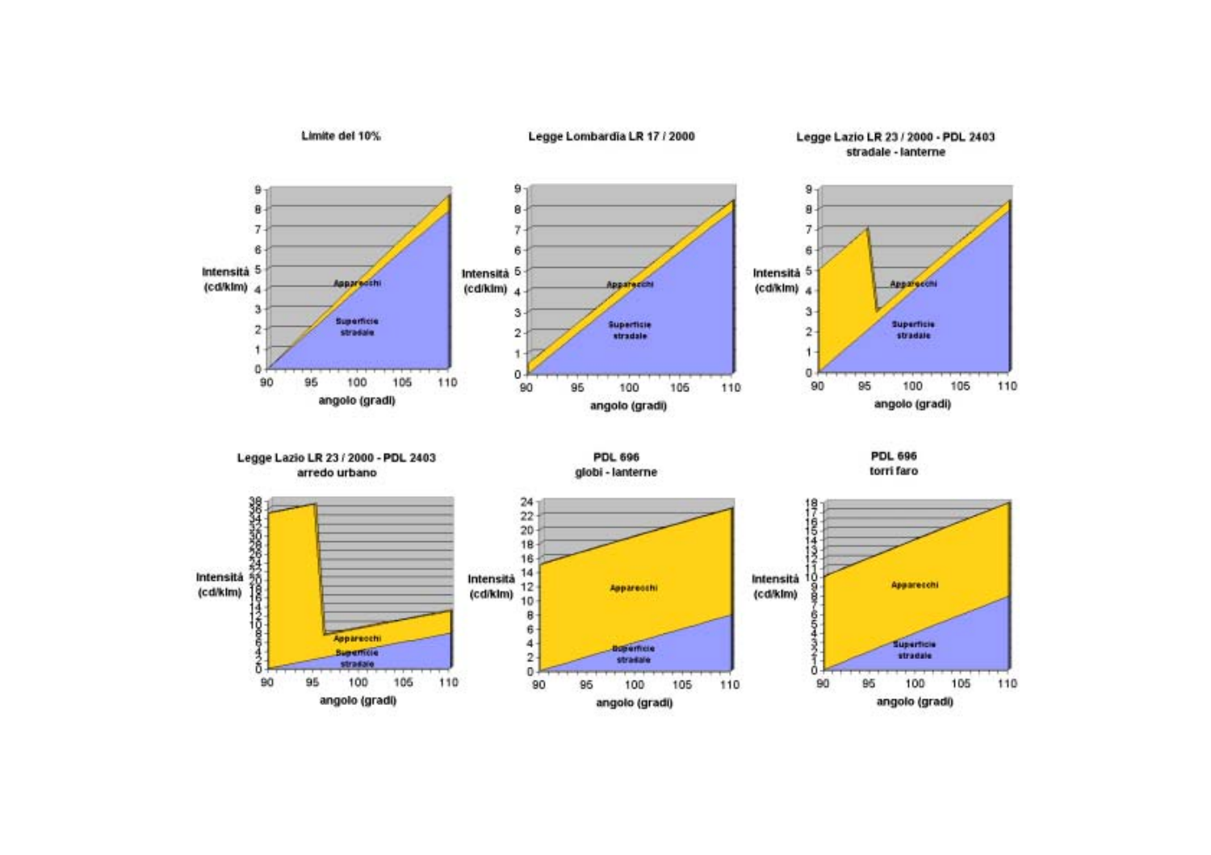Limite del 10%

Intensità (cd/klm)

0 1 2 3 4 5 6 7 8 9

Apparecchi

Superficie stradale

90 95 100 105 110

angolo (gradi)

Legge Lombardia LR 17 / 2000

Intensità (cd/klm)

0 1 2 3 4 5 6 7 8 9

Apparecchi

Superficie stradale

90 95 100 105 110

angolo (gradi)

Legge Lazio LR 23 / 2000 - PDL 2403
stradale - lanterne

Intensità (cd/klm)

0 1 2 3 4 5 6 7 8 9

Apparecchi

Superficie stradale

90 95 100 105 110

angolo (gradi)

Legge Lazio LR 23 / 2000 - PDL 2403
arredo urbano

Intensità (cd/klm)

0 2 4 6 8 10 12 14 16 18 20 22 24 26 28 30 32 34 36 38

Apparecchi

Superficie stradale

90 95 100 105 110

angolo (gradi)

PDL 696
globi - lanterne

Intensità (cd/klm)

0 2 4 6 8 10 12 14 16 18 20 22 24

Apparecchi

Superficie stradale

90 95 100 105 110

angolo (gradi)

PDL 696
torri faro

Intensità (cd/klm)

0 1 2 3 4 5 6 7 8 9 10 11 12 13 14 15 16 17 18

Apparecchi

Superficie stradale

90 95 100 105 110

angolo (gradi)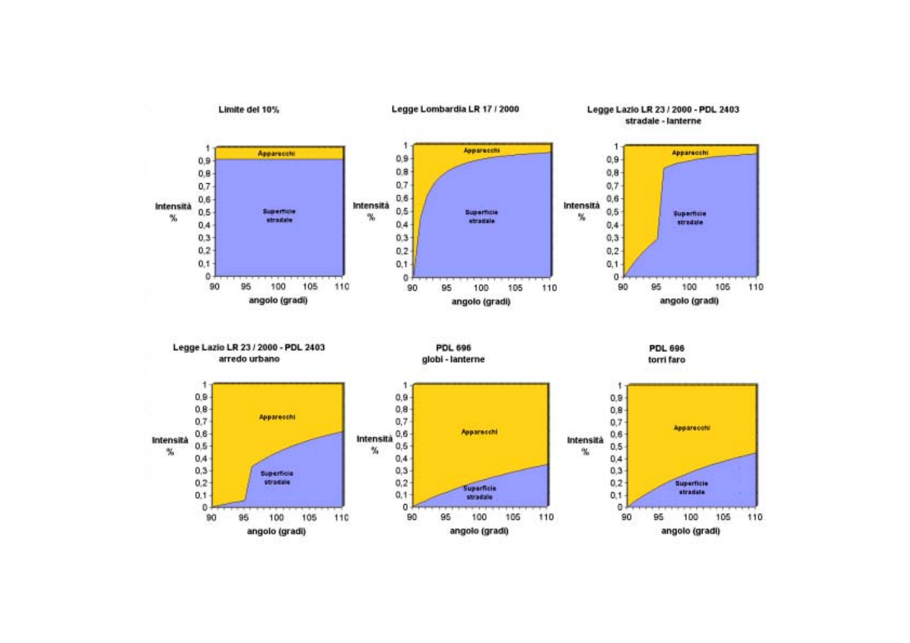Limite del 10%

1
0,9
0,8
0,7
0,6
0,5
0,4
0,3
0,2
0,1
0

Intensità %

Apparecchi

Superficie stradale

90 95 100 105 110

angolo (gradi)

Legge Lombardia LR 17 / 2000

1
0,9
0,8
0,7
0,6
0,5
0,4
0,3
0,2
0,1
0

Intensità %

Apparecchi

Superficie stradale

90 95 100 105 110

angolo (gradi)

Legge Lazio LR 23 / 2000 - PDL 2403
stradale - lanterne

1
0,9
0,8
0,7
0,6
0,5
0,4
0,3
0,2
0,1
0

Intensità %

Apparecchi

Superficie stradale

90 95 100 105 110

angolo (gradi)

Legge Lazio LR 23 / 2000 - PDL 2403
arredo urbano

1
0,9
0,8
0,7
0,6
0,5
0,4
0,3
0,2
0,1
0

Intensità %

Apparecchi

Superficie stradale

90 95 100 105 110

angolo (gradi)

PDL 696
globi - lanterne

1
0,9
0,8
0,7
0,6
0,5
0,4
0,3
0,2
0,1
0

Intensità %

Apparecchi

Superficie stradale

90 95 100 105 110

angolo (gradi)

PDL 696
torri faro

1
0,9
0,8
0,7
0,6
0,5
0,4
0,3
0,2
0,1
0

Intensità %

Apparecchi

Superficie stradale

90 95 100 105 110

angolo (gradi)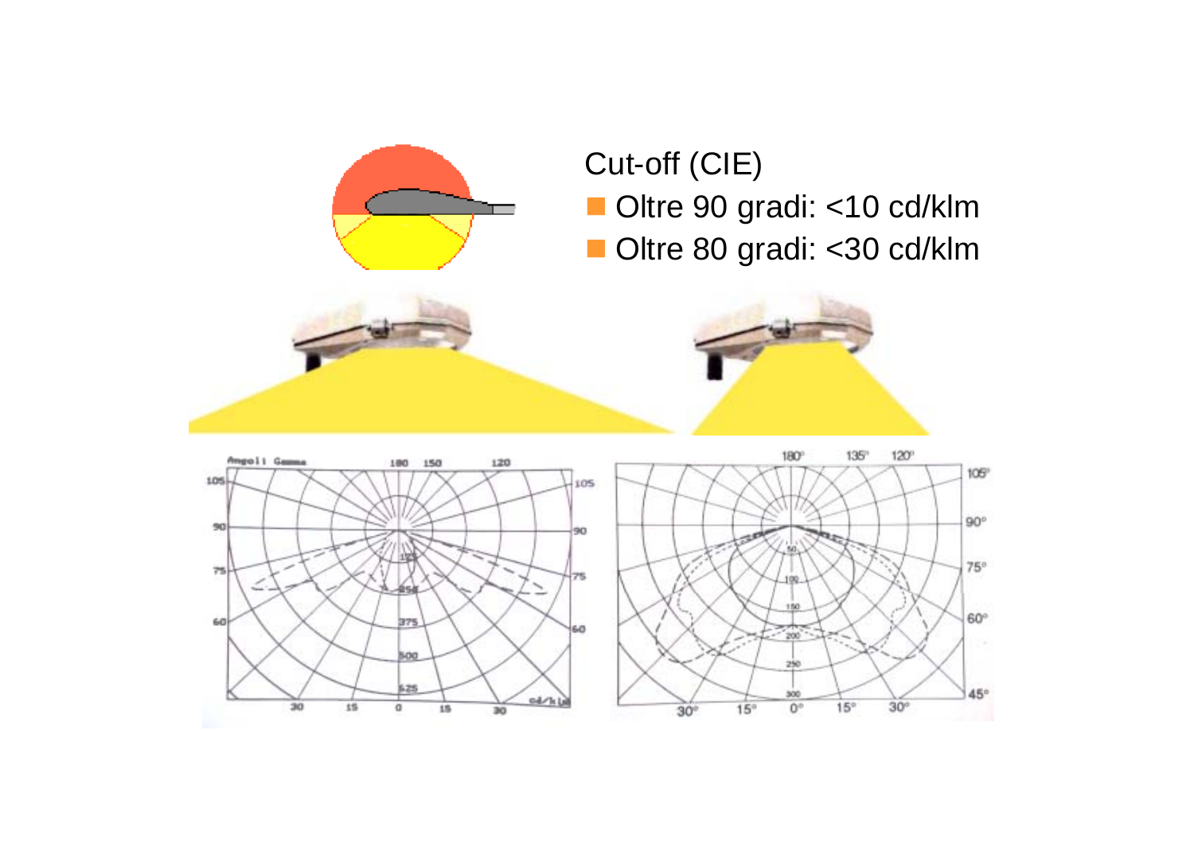Cut-off (CIE)

- Oltre 90 gradi: <10 cd/klm
- Oltre 80 gradi: <30 cd/klm

Angoli Gamma

180 150 120

105 105

90 90

75 75

60 60

125

250

375

500

625

30 15 0 15 30

cd/klm

180° 135° 120°

105°

90°

75°

60°

45°

50

100

150

200

250

300

30° 15° 0° 15° 30°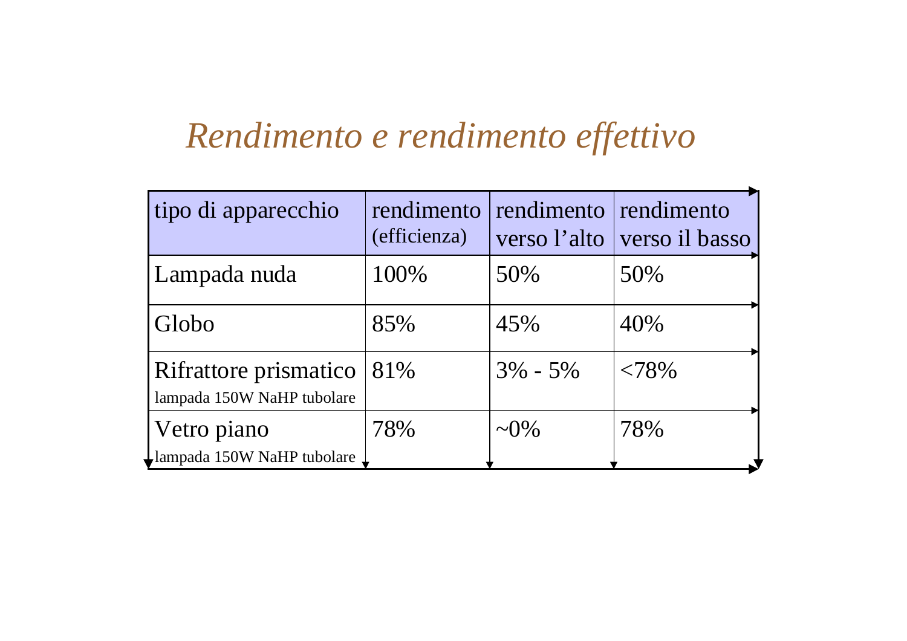# *Rendimento e rendimento effettivo*

| tipo di apparecchio | rendimento (efficienza) | rendimento verso l'alto | rendimento verso il basso |
|---|---|---|---|
| Lampada nuda | 100% | 50% | 50% |
| Globo | 85% | 45% | 40% |
| Rifrattore prismatico lampada 150W NaHP tubolare | 81% | 3% - 5% | <78% |
| Vetro piano lampada 150W NaHP tubolare | 78% | ~0% | 78% |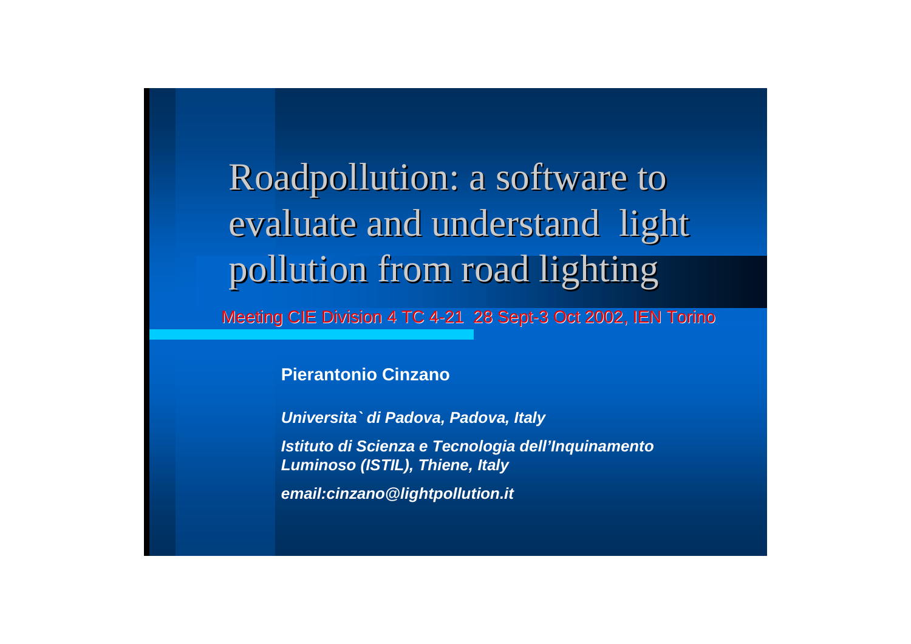# Roadpollution: a software to evaluate and understand light pollution from road lighting

Meeting CIE Division 4 TC 4-21 28 Sept-3 Oct 2002, IEN Torino

**Pierantonio Cinzano**

***Universita` di Padova, Padova, Italy***

***Istituto di Scienza e Tecnologia dell'Inquinamento Luminoso (ISTIL), Thiene, Italy***

***email:cinzano@lightpollution.it***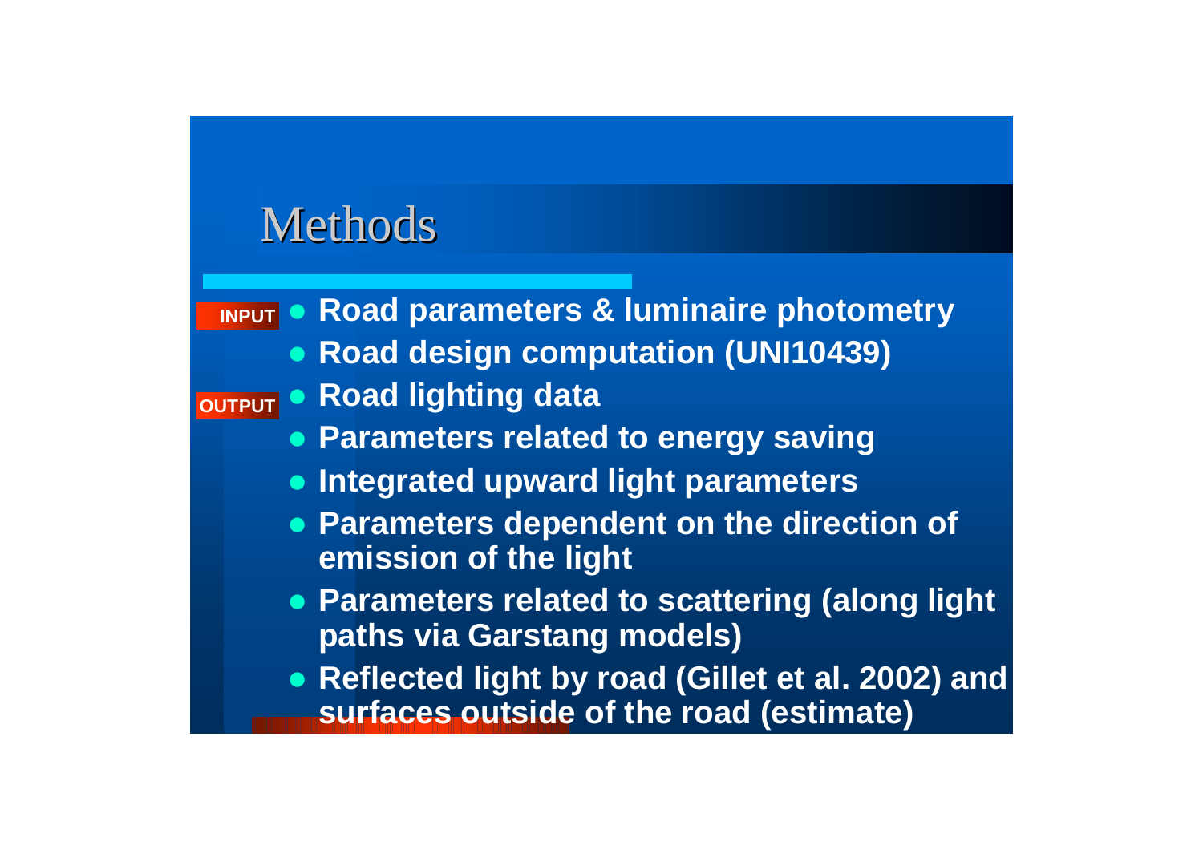# Methods

- **INPUT** **Road parameters & luminaire photometry**
- **Road design computation (UNI10439)**
- **OUTPUT** **Road lighting data**
- **Parameters related to energy saving**
- **Integrated upward light parameters**
- **Parameters dependent on the direction of emission of the light**
- **Parameters related to scattering (along light paths via Garstang models)**
- **Reflected light by road (Gillet et al. 2002) and surfaces outside of the road (estimate)**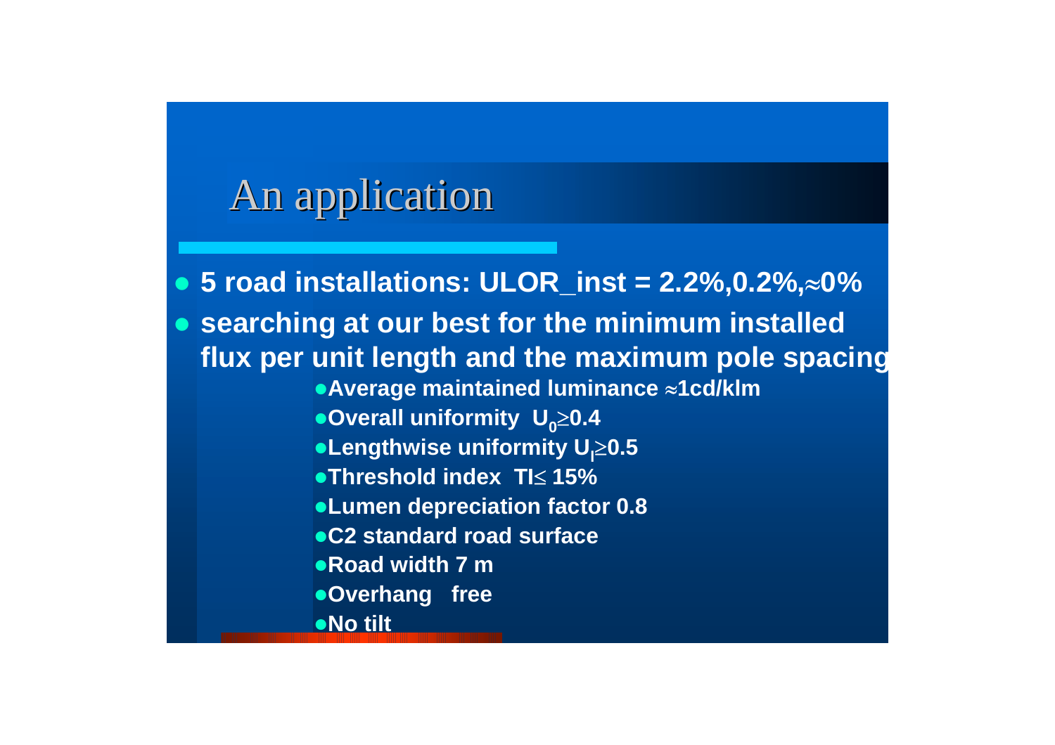# An application

- 5 road installations: ULOR_inst = 2.2%,0.2%,≈0%
- searching at our best for the minimum installed flux per unit length and the maximum pole spacing
  - Average maintained luminance ≈1cd/klm
  - Overall uniformity $U_0 \geq 0.4$
  - Lengthwise uniformity $U_l \geq 0.5$
  - Threshold index $TI \leq 15\%$
  - Lumen depreciation factor 0.8
  - C2 standard road surface
  - Road width 7 m
  - Overhang free
  - No tilt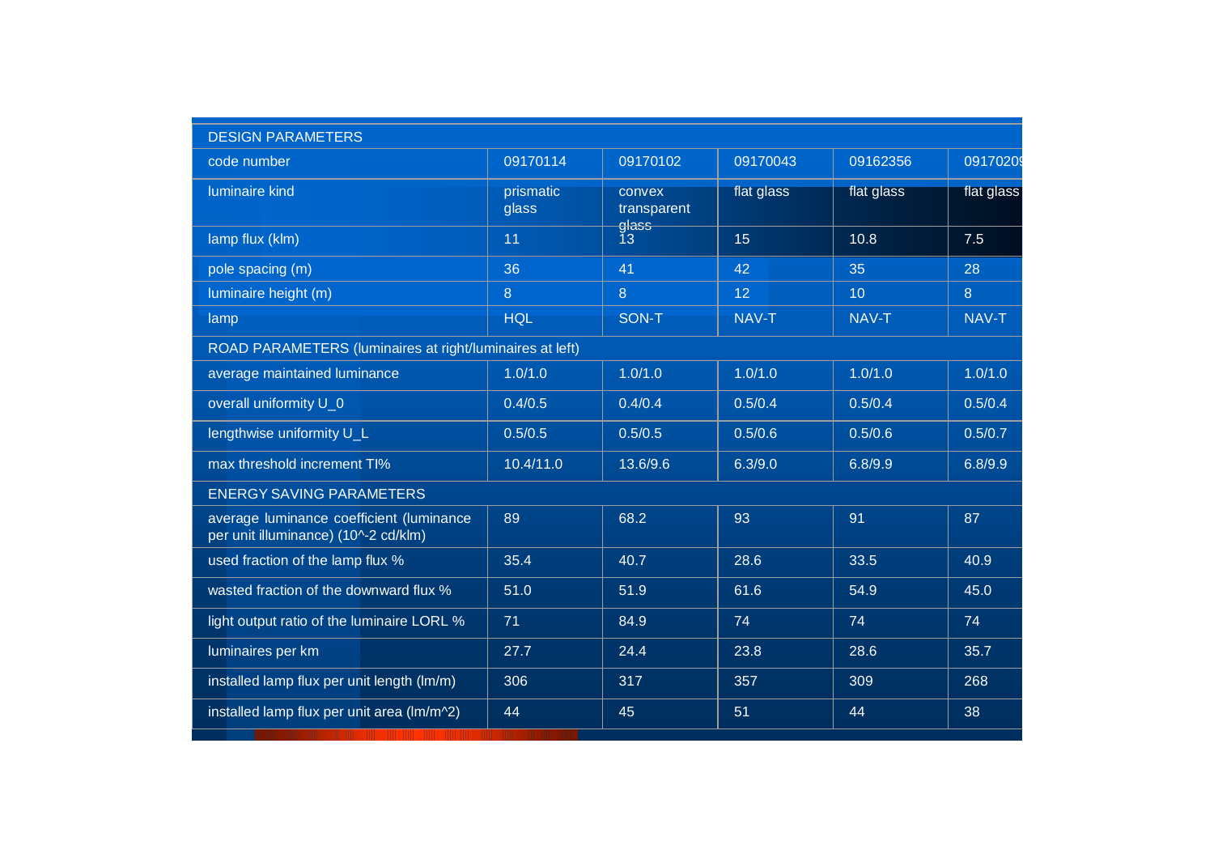| DESIGN PARAMETERS | | | | | |
|---|---|---|---|---|---|
| code number | 09170114 | 09170102 | 09170043 | 09162356 | 0917020 |
| luminaire kind | prismatic glass | convex transparent glass | flat glass | flat glass | flat glass |
| lamp flux (klm) | 11 | 13 | 15 | 10.8 | 7.5 |
| pole spacing (m) | 36 | 41 | 42 | 35 | 28 |
| luminaire height (m) | 8 | 8 | 12 | 10 | 8 |
| lamp | HQL | SON-T | NAV-T | NAV-T | NAV-T |
| ROAD PARAMETERS (luminaires at right/luminaires at left) | | | | | |
| average maintained luminance | 1.0/1.0 | 1.0/1.0 | 1.0/1.0 | 1.0/1.0 | 1.0/1.0 |
| overall uniformity U_0 | 0.4/0.5 | 0.4/0.4 | 0.5/0.4 | 0.5/0.4 | 0.5/0.4 |
| lengthwise uniformity U_L | 0.5/0.5 | 0.5/0.5 | 0.5/0.6 | 0.5/0.6 | 0.5/0.7 |
| max threshold increment TI% | 10.4/11.0 | 13.6/9.6 | 6.3/9.0 | 6.8/9.9 | 6.8/9.9 |
| ENERGY SAVING PARAMETERS | | | | | |
| average luminance coefficient (luminance per unit illuminance) (10^-2 cd/klm) | 89 | 68.2 | 93 | 91 | 87 |
| used fraction of the lamp flux % | 35.4 | 40.7 | 28.6 | 33.5 | 40.9 |
| wasted fraction of the downward flux % | 51.0 | 51.9 | 61.6 | 54.9 | 45.0 |
| light output ratio of the luminaire LORL % | 71 | 84.9 | 74 | 74 | 74 |
| luminaires per km | 27.7 | 24.4 | 23.8 | 28.6 | 35.7 |
| installed lamp flux per unit length (lm/m) | 306 | 317 | 357 | 309 | 268 |
| installed lamp flux per unit area (lm/m^2) | 44 | 45 | 51 | 44 | 38 |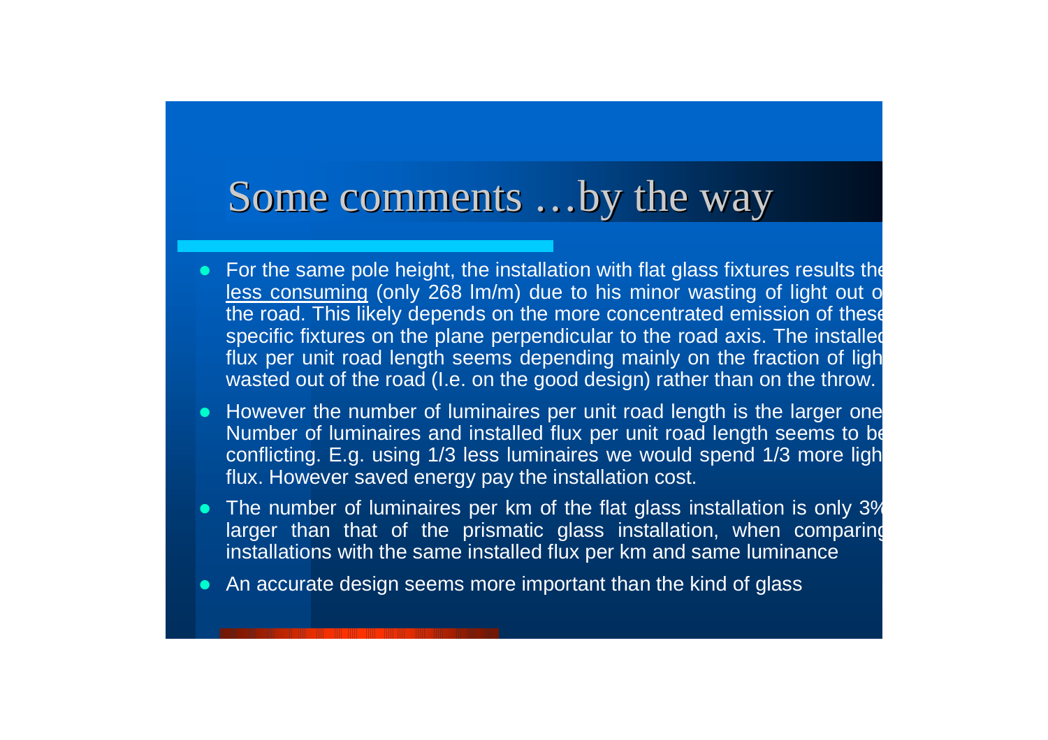# Some comments …by the way

- For the same pole height, the installation with flat glass fixtures results the less consuming (only 268 lm/m) due to his minor wasting of light out of the road. This likely depends on the more concentrated emission of these specific fixtures on the plane perpendicular to the road axis. The installed flux per unit road length seems depending mainly on the fraction of light wasted out of the road (I.e. on the good design) rather than on the throw.
- However the number of luminaires per unit road length is the larger one. Number of luminaires and installed flux per unit road length seems to be conflicting. E.g. using 1/3 less luminaires we would spend 1/3 more light flux. However saved energy pay the installation cost.
- The number of luminaires per km of the flat glass installation is only 3% larger than that of the prismatic glass installation, when comparing installations with the same installed flux per km and same luminance
- An accurate design seems more important than the kind of glass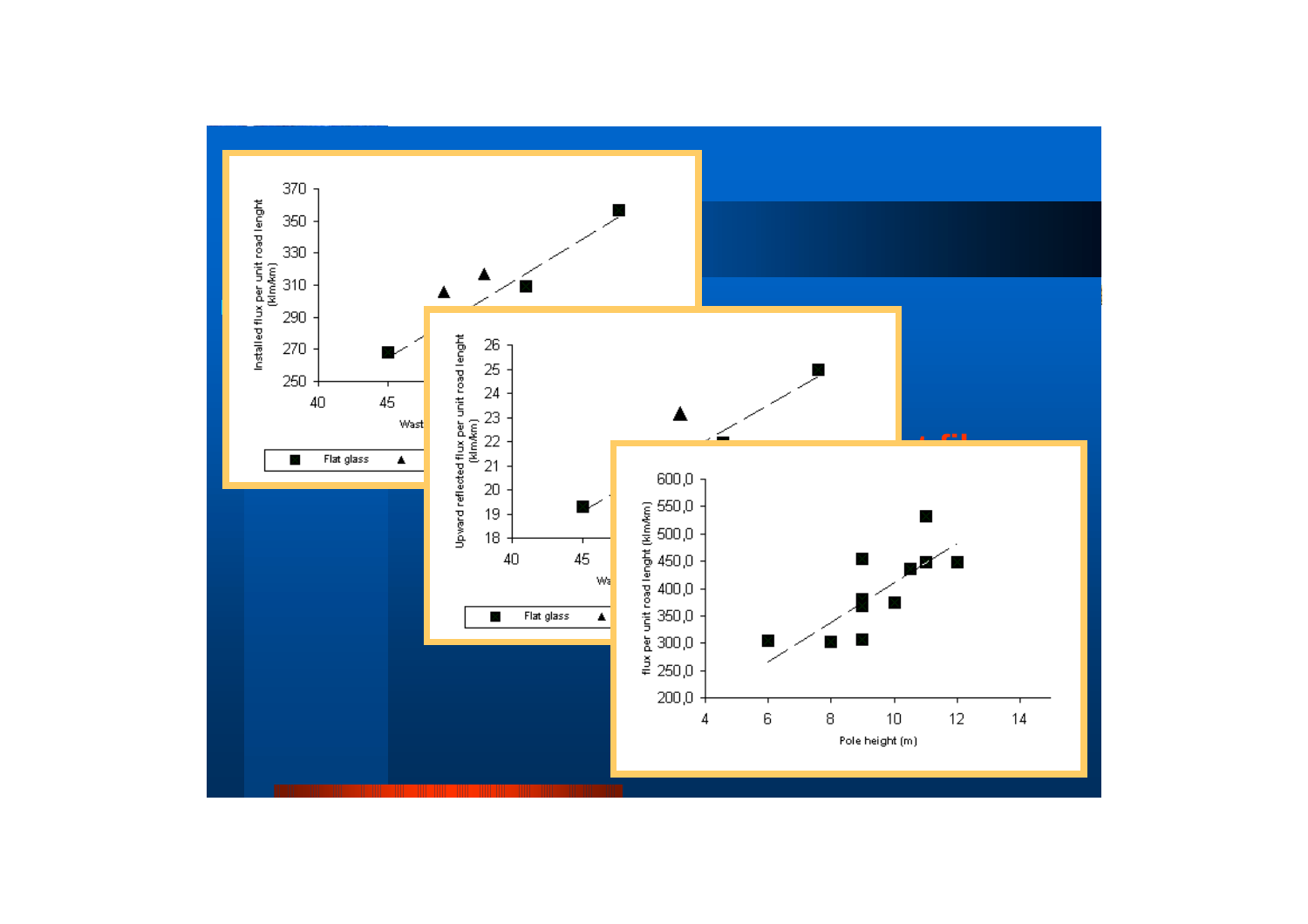370
350
330
310
290
270
250
40
45
Installed flux per unit road lenght (klm/km)
Wast
Flat glass

26
25
24
23
22
21
20
19
18
40
45
Upward reflected flux per unit road lenght (klm/km)
Wa
Flat glass

600,0
550,0
500,0
450,0
400,0
350,0
300,0
250,0
200,0
4
6
8
10
12
14
flux per unit road lenght (klm/km)
Pole height (m)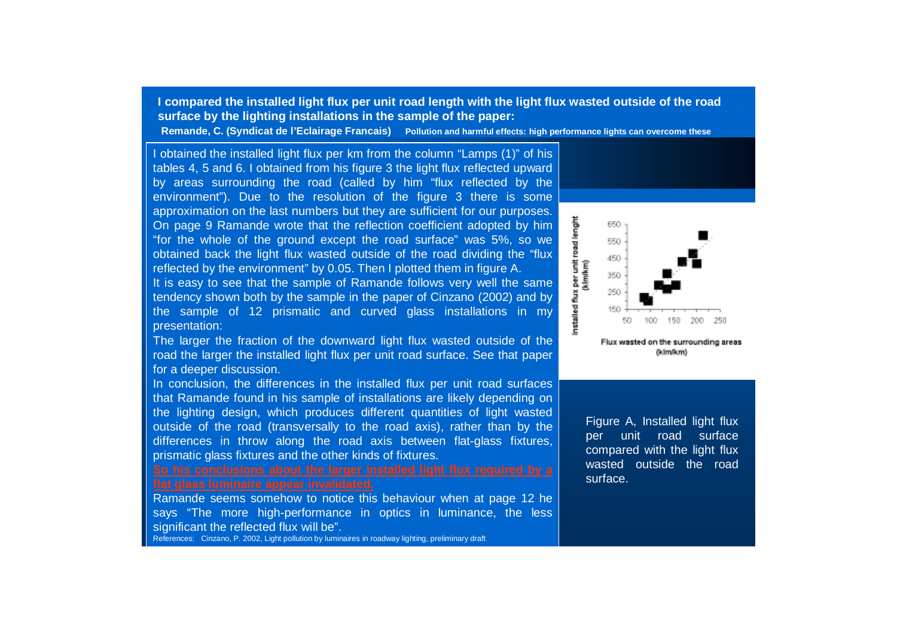**I compared the installed light flux per unit road length with the light flux wasted outside of the road surface by the lighting installations in the sample of the paper:**

**Remande, C. (Syndicat de l'Eclairage Francais)** **Pollution and harmful effects: high performance lights can overcome these**

I obtained the installed light flux per km from the column "Lamps (1)" of his tables 4, 5 and 6. I obtained from his figure 3 the light flux reflected upward by areas surrounding the road (called by him "flux reflected by the environment"). Due to the resolution of the figure 3 there is some approximation on the last numbers but they are sufficient for our purposes. On page 9 Ramande wrote that the reflection coefficient adopted by him "for the whole of the ground except the road surface" was 5%, so we obtained back the light flux wasted outside of the road dividing the "flux reflected by the environment" by 0.05. Then I plotted them in figure A.

It is easy to see that the sample of Ramande follows very well the same tendency shown both by the sample in the paper of Cinzano (2002) and by the sample of 12 prismatic and curved glass installations in my presentation:

The larger the fraction of the downward light flux wasted outside of the road the larger the installed light flux per unit road surface. See that paper for a deeper discussion.

In conclusion, the differences in the installed flux per unit road surfaces that Ramande found in his sample of installations are likely depending on the lighting design, which produces different quantities of light wasted outside of the road (transversally to the road axis), rather than by the differences in throw along the road axis between flat-glass fixtures, prismatic glass fixtures and the other kinds of fixtures.

**So his conclusions about the larger installed light flux required by a flat glass luminaire appear invalidated.**

Ramande seems somehow to notice this behaviour when at page 12 he says "The more high-performance in optics in luminance, the less significant the reflected flux will be".

Installed flux per unit road lenght (klm/km)
650
550
450
350
250
150
50 100 150 200 250
Flux wasted on the surrounding areas (klm/km)

Figure A, Installed light flux per unit road surface compared with the light flux wasted outside the road surface.

References: Cinzano, P. 2002, Light pollution by luminaires in roadway lighting, preliminary draft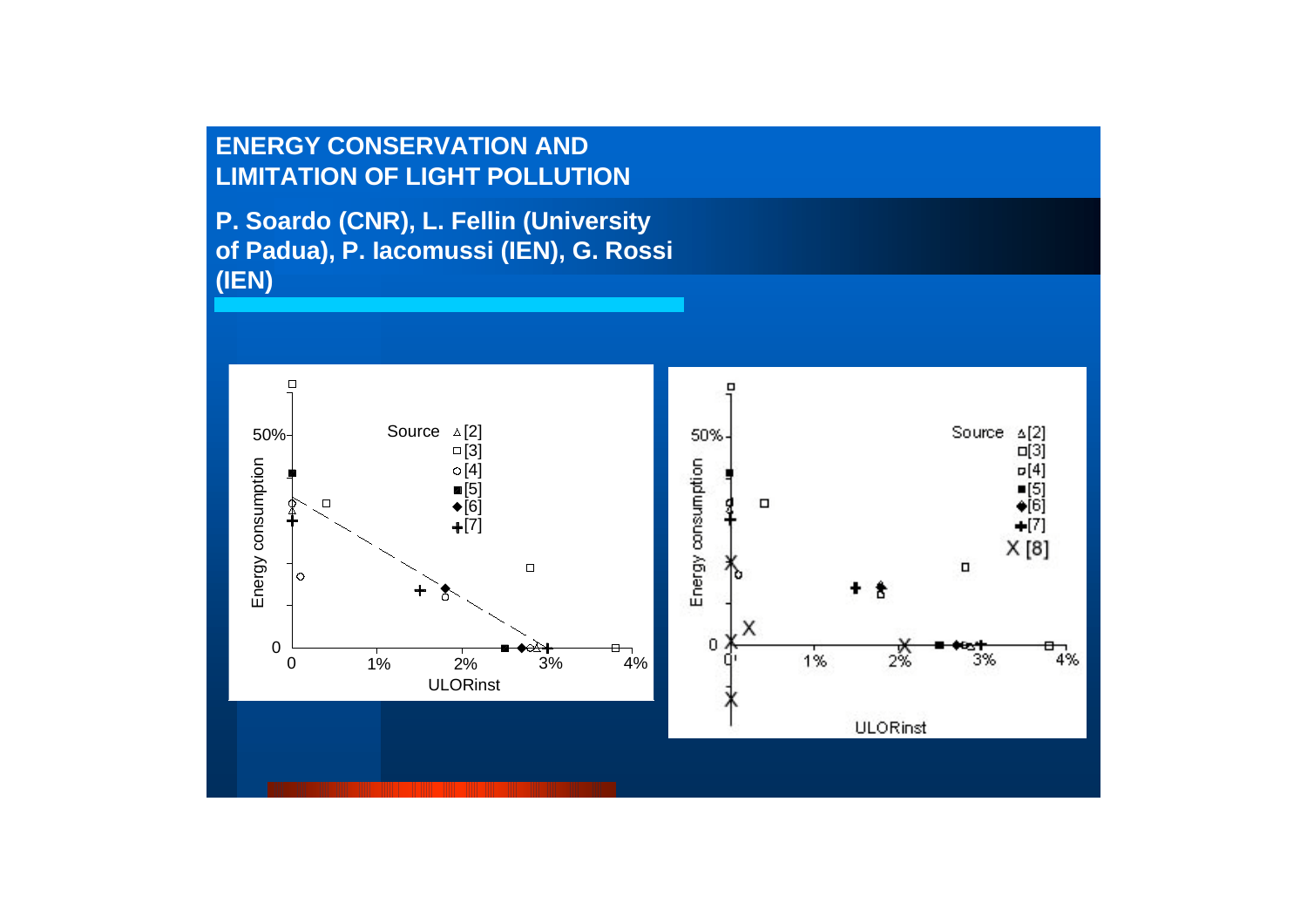## ENERGY CONSERVATION AND LIMITATION OF LIGHT POLLUTION

**P. Soardo (CNR), L. Fellin (University of Padua), P. Iacomussi (IEN), G. Rossi (IEN)**

50%
Energy consumption
0
0
1%
2%
3%
4%
ULORinst
Source
[2]
[3]
[4]
[5]
[6]
[7]

50%
Energy consumption
0
0
1%
2%
3%
4%
ULORinst
Source
[2]
[3]
[4]
[5]
[6]
[7]
X [8]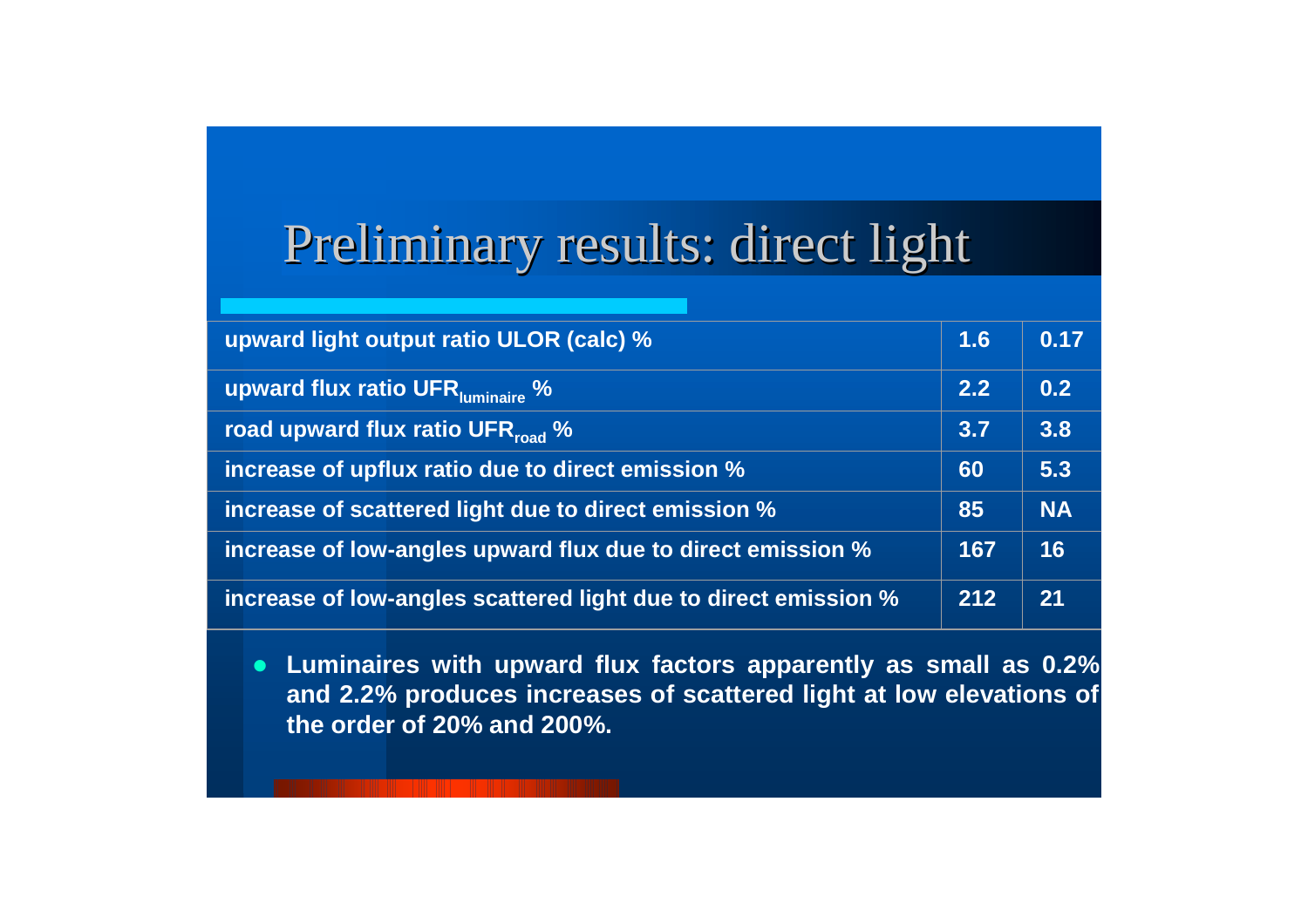# Preliminary results: direct light

| | | |
|---|---|---|
| **upward light output ratio ULOR (calc) %** | **1.6** | **0.17** |
| **upward flux ratio $UFR_{luminaire}$ %** | **2.2** | **0.2** |
| **road upward flux ratio $UFR_{road}$ %** | **3.7** | **3.8** |
| **increase of upflux ratio due to direct emission %** | **60** | **5.3** |
| **increase of scattered light due to direct emission %** | **85** | **NA** |
| **increase of low-angles upward flux due to direct emission %** | **167** | **16** |
| **increase of low-angles scattered light due to direct emission %** | **212** | **21** |

- **Luminaires with upward flux factors apparently as small as 0.2% and 2.2% produces increases of scattered light at low elevations of the order of 20% and 200%.**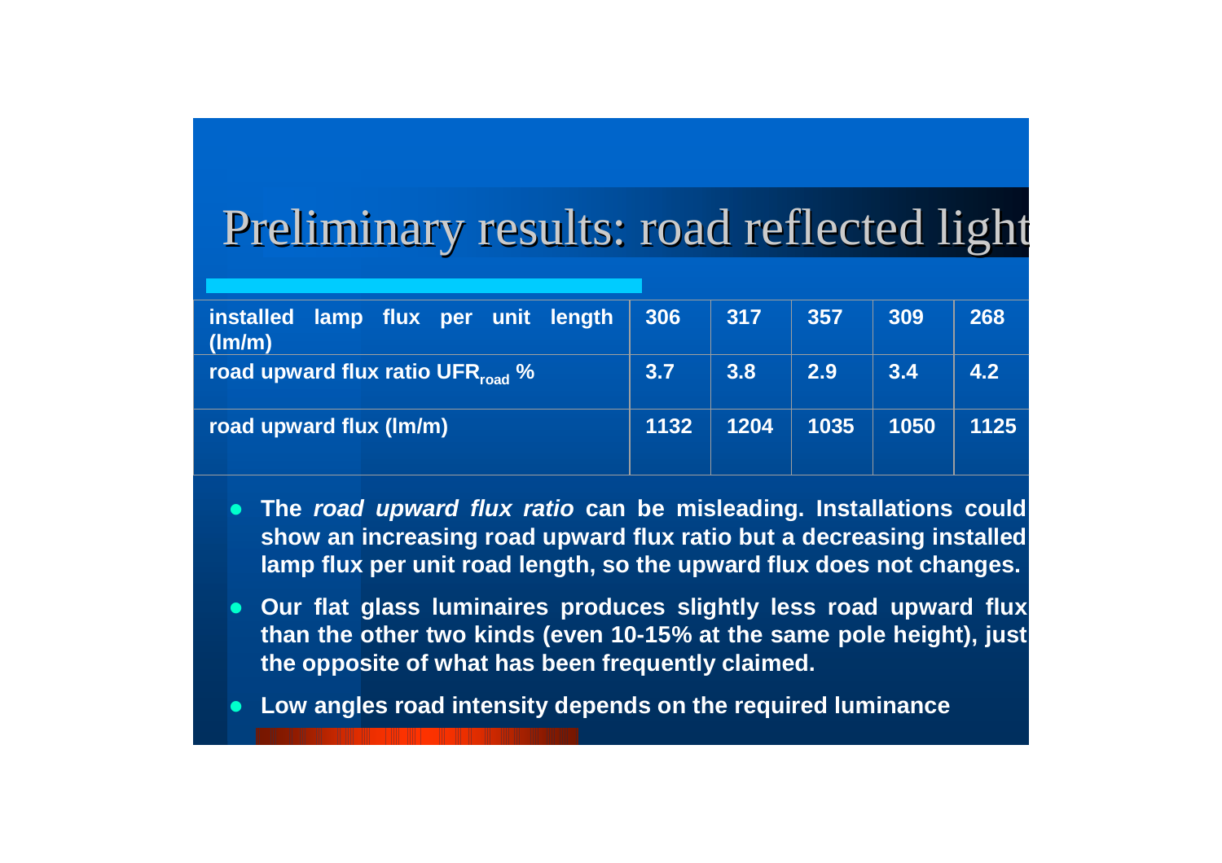# Preliminary results: road reflected light

| | | | | | |
|---|---|---|---|---|---|
| **installed lamp flux per unit length (lm/m)** | **306** | **317** | **357** | **309** | **268** |
| **road upward flux ratio $UFR_{road}$ %** | **3.7** | **3.8** | **2.9** | **3.4** | **4.2** |
| **road upward flux (lm/m)** | **1132** | **1204** | **1035** | **1050** | **1125** |

- **The *road upward flux ratio* can be misleading. Installations could show an increasing road upward flux ratio but a decreasing installed lamp flux per unit road length, so the upward flux does not changes.**
- **Our flat glass luminaires produces slightly less road upward flux than the other two kinds (even 10-15% at the same pole height), just the opposite of what has been frequently claimed.**
- **Low angles road intensity depends on the required luminance**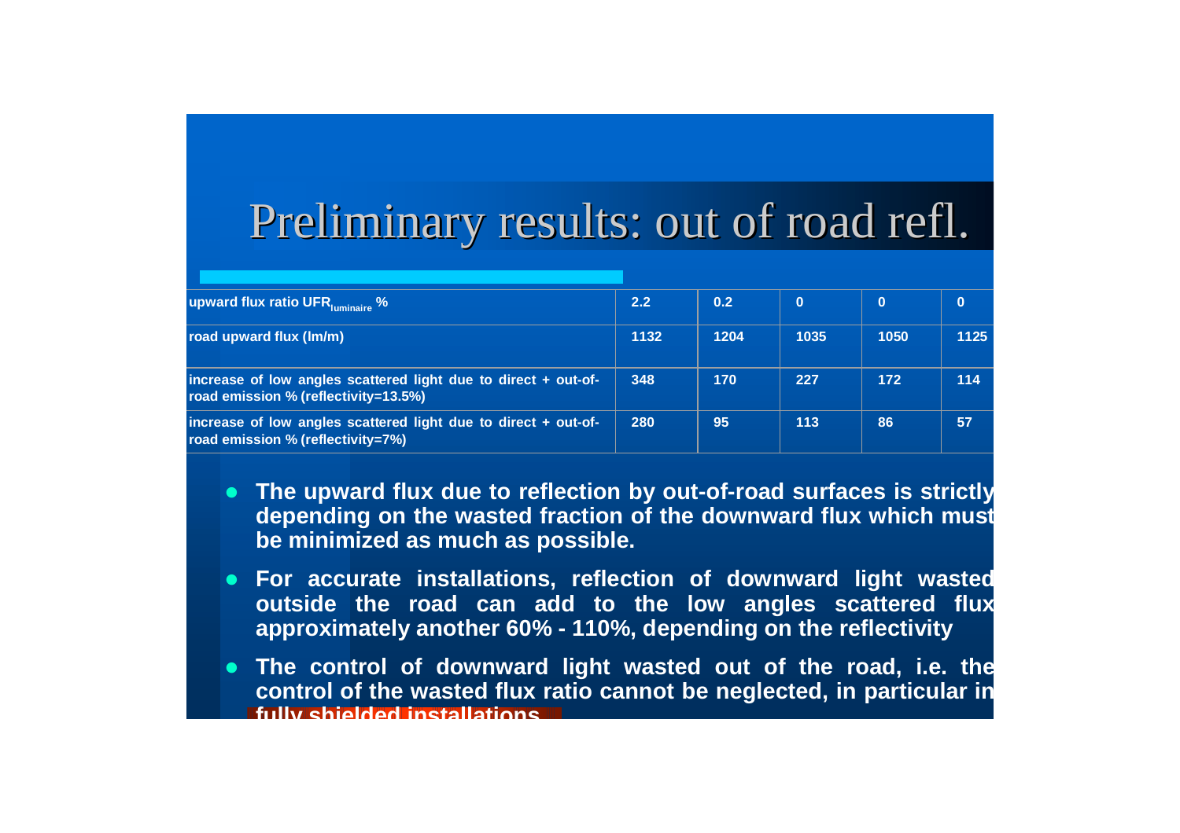# Preliminary results: out of road refl.

| | | | | | |
|---|---|---|---|---|---|
| **upward flux ratio $UFR_{luminaire}$ %** | **2.2** | **0.2** | **0** | **0** | **0** |
| **road upward flux (lm/m)** | **1132** | **1204** | **1035** | **1050** | **1125** |
| **increase of low angles scattered light due to direct + out-of-road emission % (reflectivity=13.5%)** | **348** | **170** | **227** | **172** | **114** |
| **increase of low angles scattered light due to direct + out-of-road emission % (reflectivity=7%)** | **280** | **95** | **113** | **86** | **57** |

- **The upward flux due to reflection by out-of-road surfaces is strictly depending on the wasted fraction of the downward flux which must be minimized as much as possible.**
- **For accurate installations, reflection of downward light wasted outside the road can add to the low angles scattered flux approximately another 60% - 110%, depending on the reflectivity**
- **The control of downward light wasted out of the road, i.e. the control of the wasted flux ratio cannot be neglected, in particular in fully shielded installations**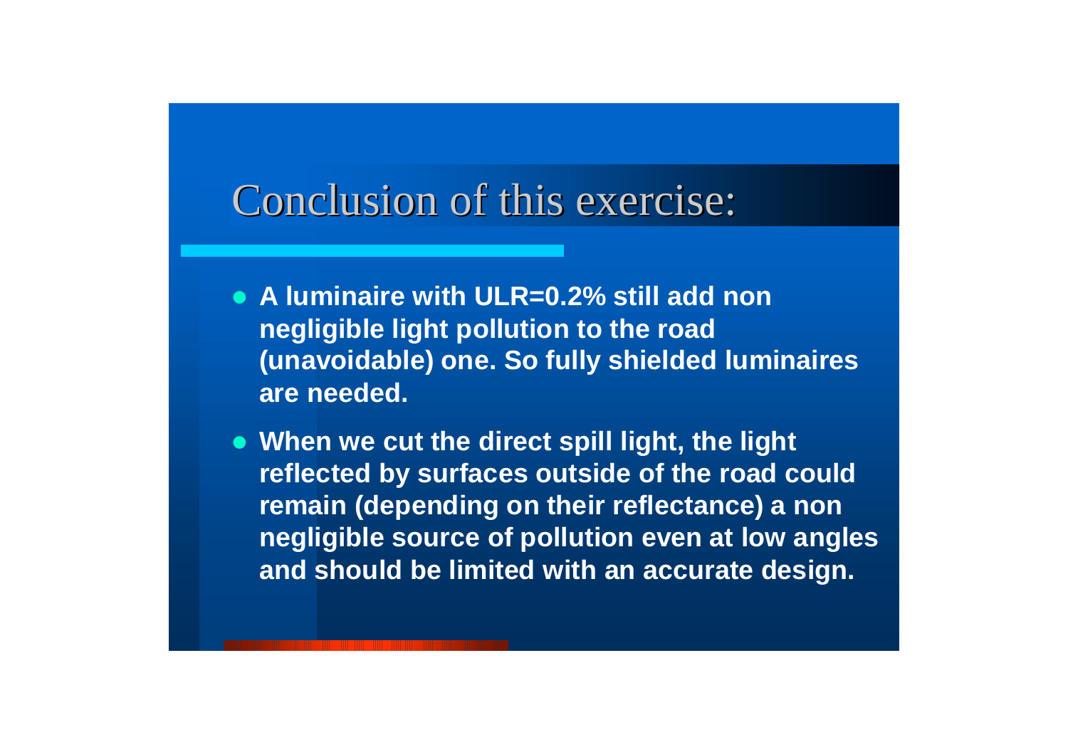# Conclusion of this exercise:

- **A luminaire with ULR=0.2% still add non negligible light pollution to the road (unavoidable) one. So fully shielded luminaires are needed.**
- **When we cut the direct spill light, the light reflected by surfaces outside of the road could remain (depending on their reflectance) a non negligible source of pollution even at low angles and should be limited with an accurate design.**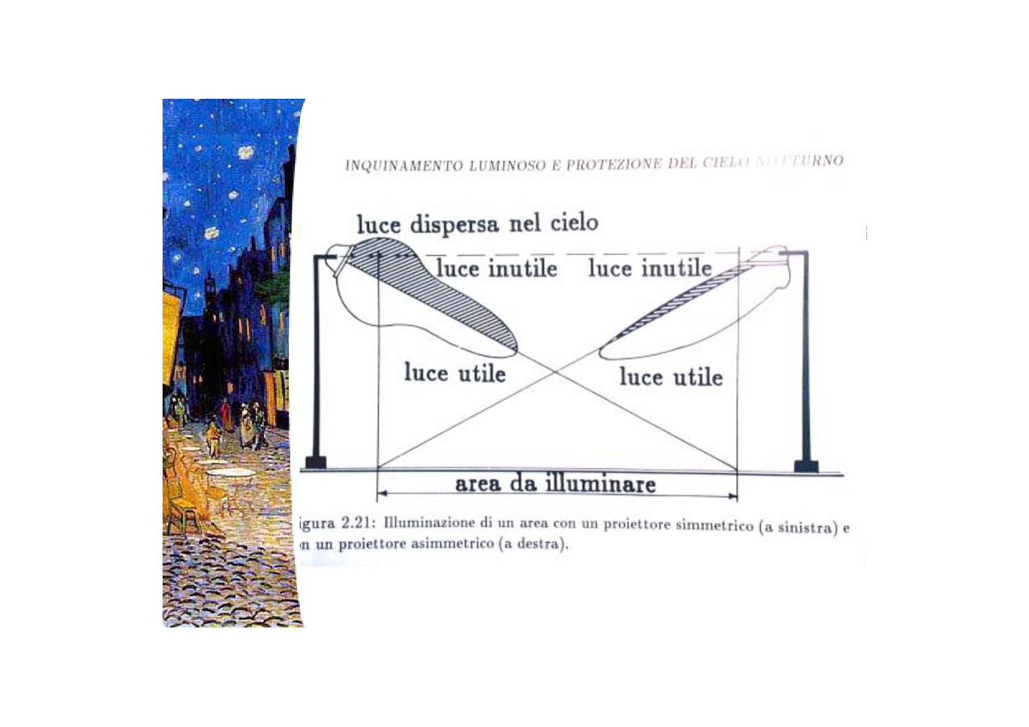INQUINAMENTO LUMINOSO E PROTEZIONE DEL CIELO NOTTURNO

luce dispersa nel cielo

luce inutile

luce inutile

luce utile

luce utile

area da illuminare

igura 2.21: Illuminazione di un area con un proiettore simmetrico (a sinistra) e n un proiettore asimmetrico (a destra).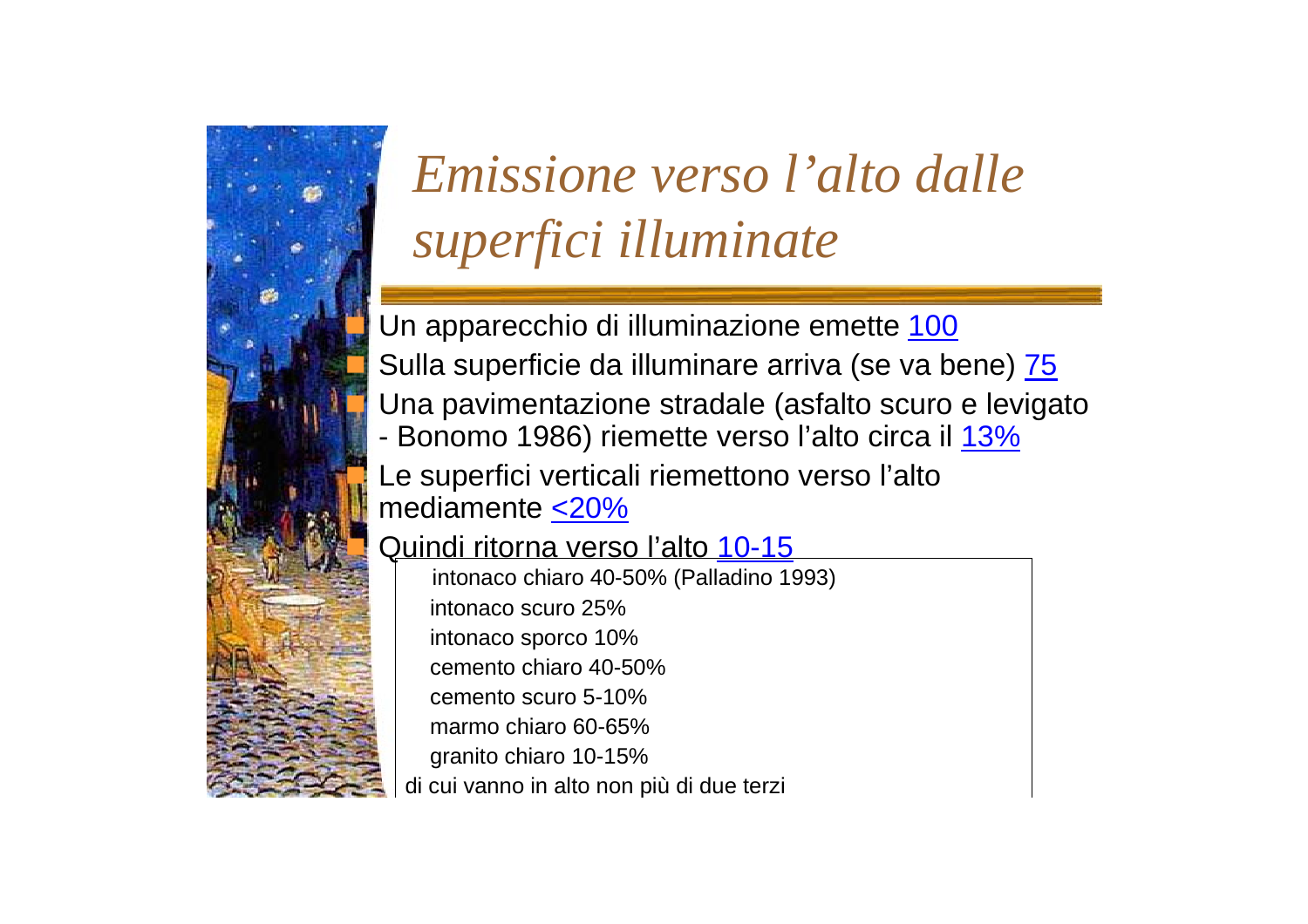# *Emissione verso l'alto dalle superfici illuminate*

- Un apparecchio di illuminazione emette 100
- Sulla superficie da illuminare arriva (se va bene) 75
- Una pavimentazione stradale (asfalto scuro e levigato - Bonomo 1986) riemette verso l'alto circa il 13%
- Le superfici verticali riemettono verso l'alto mediamente <20%
- Quindi ritorna verso l'alto 10-15

intonaco chiaro 40-50% (Palladino 1993)
intonaco scuro 25%
intonaco sporco 10%
cemento chiaro 40-50%
cemento scuro 5-10%
marmo chiaro 60-65%
granito chiaro 10-15%
di cui vanno in alto non più di due terzi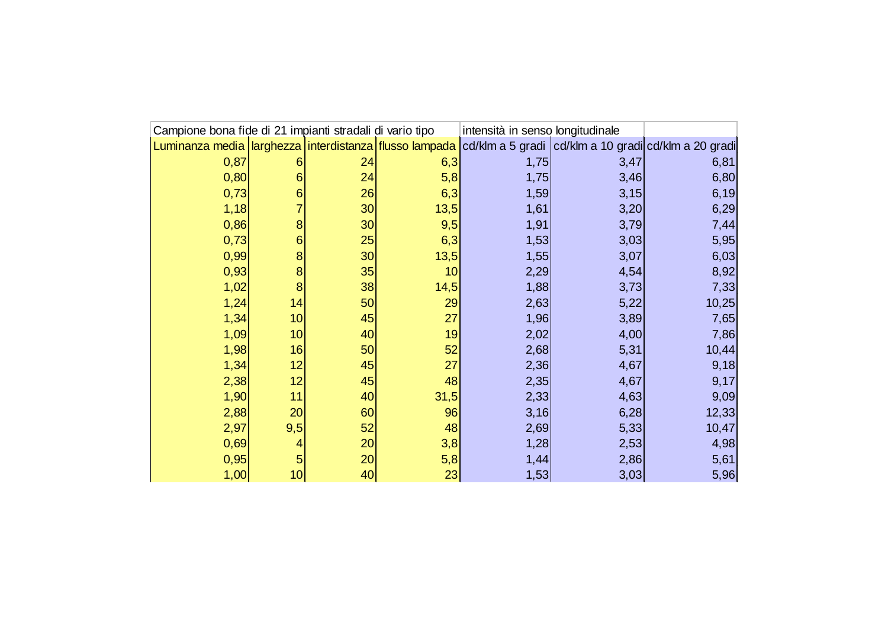| Campione bona fide di 21 impianti stradali di vario tipo | | | | intensità in senso longitudinale | | |
|---|---|---|---|---|---|---|
| Luminanza media | larghezza | interdistanza | flusso lampada | cd/klm a 5 gradi | cd/klm a 10 gradi | cd/klm a 20 gradi |
| 0,87 | 6 | 24 | 6,3 | 1,75 | 3,47 | 6,81 |
| 0,80 | 6 | 24 | 5,8 | 1,75 | 3,46 | 6,80 |
| 0,73 | 6 | 26 | 6,3 | 1,59 | 3,15 | 6,19 |
| 1,18 | 7 | 30 | 13,5 | 1,61 | 3,20 | 6,29 |
| 0,86 | 8 | 30 | 9,5 | 1,91 | 3,79 | 7,44 |
| 0,73 | 6 | 25 | 6,3 | 1,53 | 3,03 | 5,95 |
| 0,99 | 8 | 30 | 13,5 | 1,55 | 3,07 | 6,03 |
| 0,93 | 8 | 35 | 10 | 2,29 | 4,54 | 8,92 |
| 1,02 | 8 | 38 | 14,5 | 1,88 | 3,73 | 7,33 |
| 1,24 | 14 | 50 | 29 | 2,63 | 5,22 | 10,25 |
| 1,34 | 10 | 45 | 27 | 1,96 | 3,89 | 7,65 |
| 1,09 | 10 | 40 | 19 | 2,02 | 4,00 | 7,86 |
| 1,98 | 16 | 50 | 52 | 2,68 | 5,31 | 10,44 |
| 1,34 | 12 | 45 | 27 | 2,36 | 4,67 | 9,18 |
| 2,38 | 12 | 45 | 48 | 2,35 | 4,67 | 9,17 |
| 1,90 | 11 | 40 | 31,5 | 2,33 | 4,63 | 9,09 |
| 2,88 | 20 | 60 | 96 | 3,16 | 6,28 | 12,33 |
| 2,97 | 9,5 | 52 | 48 | 2,69 | 5,33 | 10,47 |
| 0,69 | 4 | 20 | 3,8 | 1,28 | 2,53 | 4,98 |
| 0,95 | 5 | 20 | 5,8 | 1,44 | 2,86 | 5,61 |
| 1,00 | 10 | 40 | 23 | 1,53 | 3,03 | 5,96 |